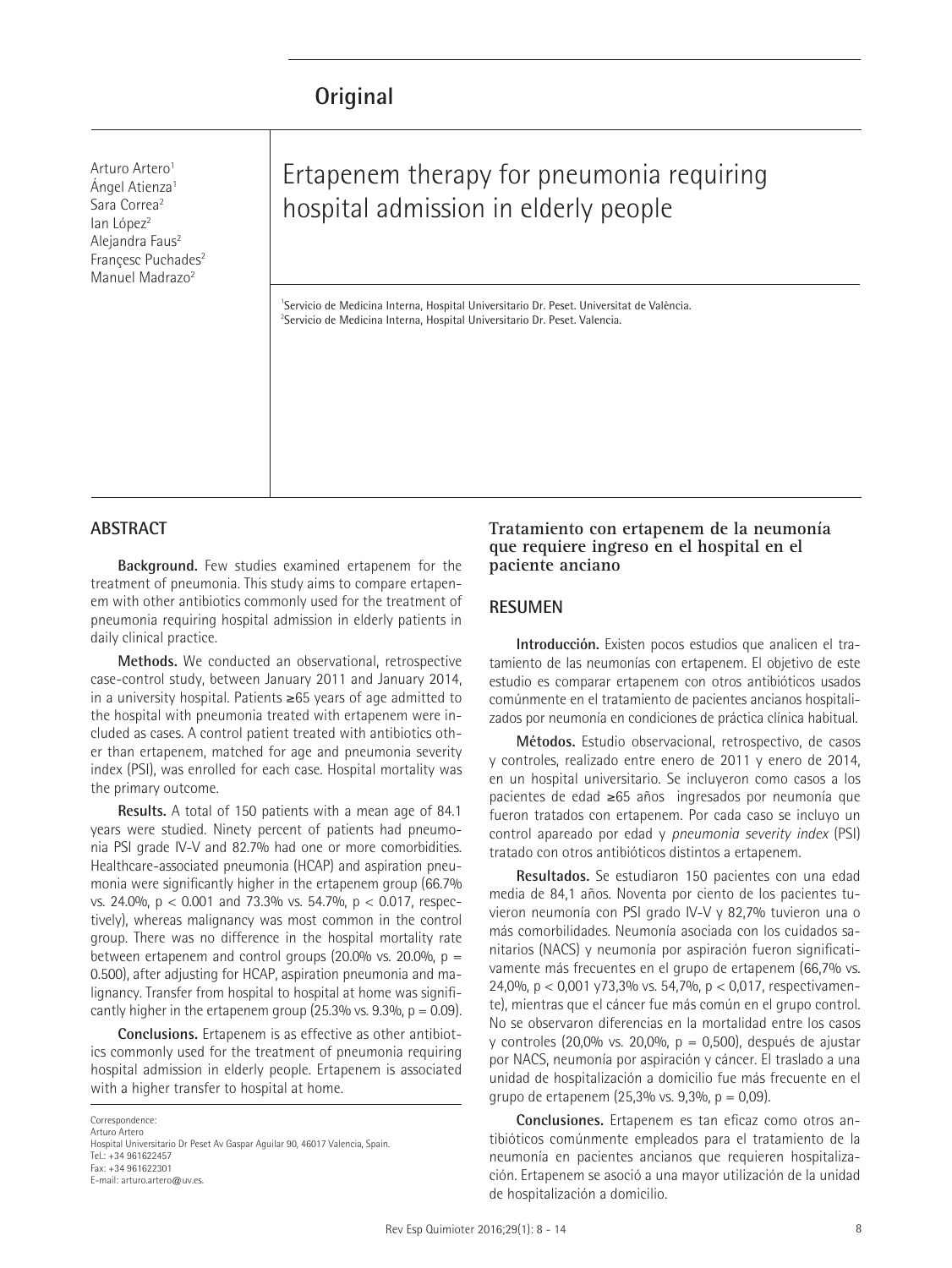**Original**

Arturo Artero[1]
Ángel Atienza[1]
Sara Correa[2]
Ian López[2]
Alejandra Faus[2]
Françesc Puchades[2]
Manuel Madrazo[2]

# Ertapenem therapy for pneumonia requiring hospital admission in elderly people

[1]Servicio de Medicina Interna, Hospital Universitario Dr. Peset. Universitat de València.
[2]Servicio de Medicina Interna, Hospital Universitario Dr. Peset. Valencia.

## ABSTRACT

**Background.** Few studies examined ertapenem for the treatment of pneumonia. This study aims to compare ertapenem with other antibiotics commonly used for the treatment of pneumonia requiring hospital admission in elderly patients in daily clinical practice.

**Methods.** We conducted an observational, retrospective case-control study, between January 2011 and January 2014, in a university hospital. Patients ≥65 years of age admitted to the hospital with pneumonia treated with ertapenem were included as cases. A control patient treated with antibiotics other than ertapenem, matched for age and pneumonia severity index (PSI), was enrolled for each case. Hospital mortality was the primary outcome.

**Results.** A total of 150 patients with a mean age of 84.1 years were studied. Ninety percent of patients had pneumonia PSI grade IV-V and 82.7% had one or more comorbidities. Healthcare-associated pneumonia (HCAP) and aspiration pneumonia were significantly higher in the ertapenem group (66.7% vs. 24.0%, $p < 0.001$ and 73.3% vs. 54.7%, $p < 0.017$, respectively), whereas malignancy was most common in the control group. There was no difference in the hospital mortality rate between ertapenem and control groups (20.0% vs. 20.0%, $p = 0.500$), after adjusting for HCAP, aspiration pneumonia and malignancy. Transfer from hospital to hospital at home was significantly higher in the ertapenem group (25.3% vs. 9.3%, $p = 0.09$).

**Conclusions.** Ertapenem is as effective as other antibiotics commonly used for the treatment of pneumonia requiring hospital admission in elderly people. Ertapenem is associated with a higher transfer to hospital at home.

Correspondence:
Arturo Artero
Hospital Universitario Dr Peset Av Gaspar Aguilar 90, 46017 Valencia, Spain.
Tel.: +34 961622457
Fax: +34 961622301
E-mail: arturo.artero@uv.es.

### Tratamiento con ertapenem de la neumonía que requiere ingreso en el hospital en el paciente anciano

## RESUMEN

**Introducción.** Existen pocos estudios que analicen el tratamiento de las neumonías con ertapenem. El objetivo de este estudio es comparar ertapenem con otros antibióticos usados comúnmente en el tratamiento de pacientes ancianos hospitalizados por neumonía en condiciones de práctica clínica habitual.

**Métodos.** Estudio observacional, retrospectivo, de casos y controles, realizado entre enero de 2011 y enero de 2014, en un hospital universitario. Se incluyeron como casos a los pacientes de edad ≥65 años ingresados por neumonía que fueron tratados con ertapenem. Por cada caso se incluyo un control apareado por edad y *pneumonia severity index* (PSI) tratado con otros antibióticos distintos a ertapenem.

**Resultados.** Se estudiaron 150 pacientes con una edad media de 84,1 años. Noventa por ciento de los pacientes tuvieron neumonía con PSI grado IV-V y 82,7% tuvieron una o más comorbilidades. Neumonía asociada con los cuidados sanitarios (NACS) y neumonía por aspiración fueron significativamente más frecuentes en el grupo de ertapenem (66,7% vs. 24,0%, $p < 0,001$ y73,3% vs. 54,7%, $p < 0,017$, respectivamente), mientras que el cáncer fue más común en el grupo control. No se observaron diferencias en la mortalidad entre los casos y controles (20,0% vs. 20,0%, $p = 0,500$), después de ajustar por NACS, neumonía por aspiración y cáncer. El traslado a una unidad de hospitalización a domicilio fue más frecuente en el grupo de ertapenem (25,3% vs. 9,3%, $p = 0,09$).

**Conclusiones.** Ertapenem es tan eficaz como otros antibióticos comúnmente empleados para el tratamiento de la neumonía en pacientes ancianos que requieren hospitalización. Ertapenem se asoció a una mayor utilización de la unidad de hospitalización a domicilio.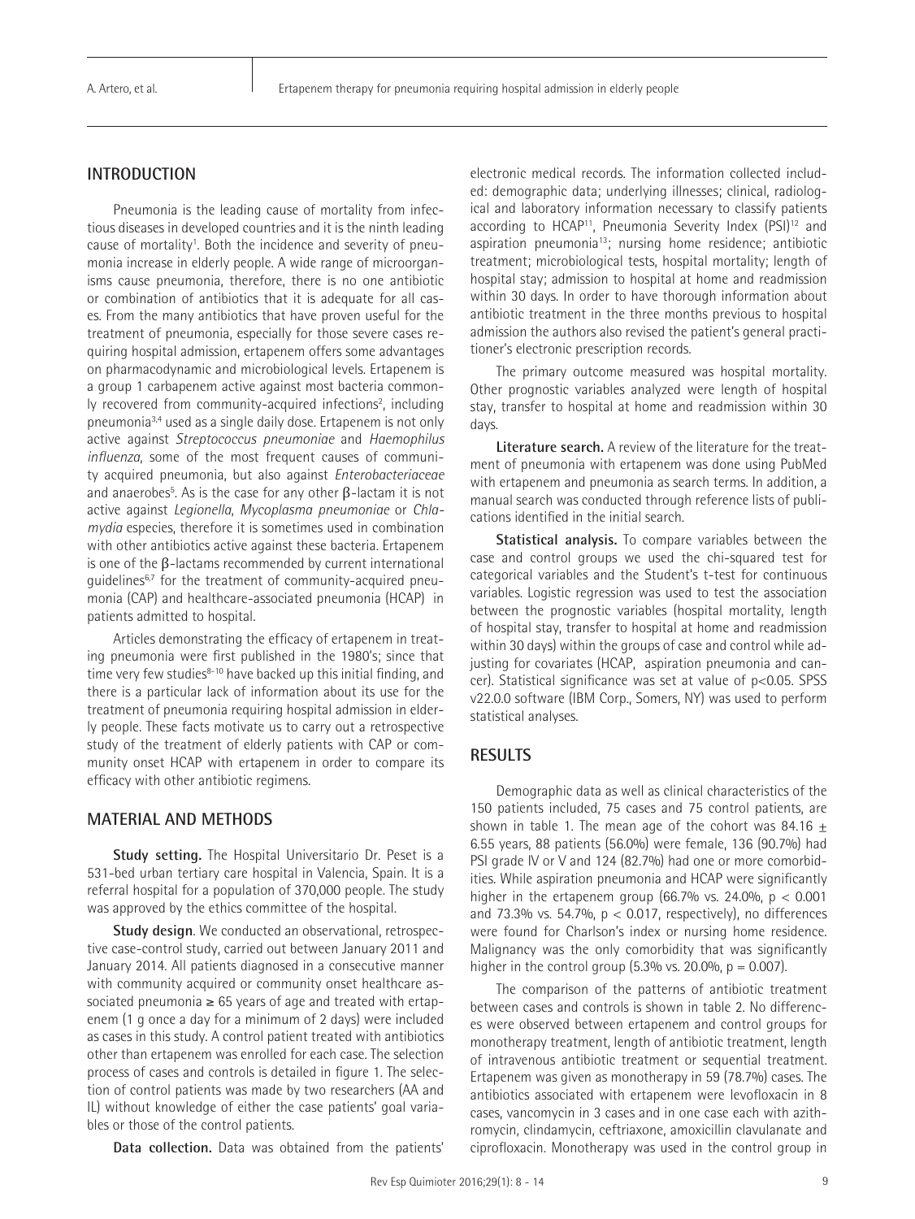## INTRODUCTION

Pneumonia is the leading cause of mortality from infectious diseases in developed countries and it is the ninth leading cause of mortality[1]. Both the incidence and severity of pneumonia increase in elderly people. A wide range of microorganisms cause pneumonia, therefore, there is no one antibiotic or combination of antibiotics that it is adequate for all cases. From the many antibiotics that have proven useful for the treatment of pneumonia, especially for those severe cases requiring hospital admission, ertapenem offers some advantages on pharmacodynamic and microbiological levels. Ertapenem is a group 1 carbapenem active against most bacteria commonly recovered from community-acquired infections[2], including pneumonia[3,4] used as a single daily dose. Ertapenem is not only active against *Streptococcus pneumoniae* and *Haemophilus influenza*, some of the most frequent causes of community acquired pneumonia, but also against *Enterobacteriaceae* and anaerobes[5]. As is the case for any other β-lactam it is not active against *Legionella*, *Mycoplasma pneumoniae* or *Chlamydia* especies, therefore it is sometimes used in combination with other antibiotics active against these bacteria. Ertapenem is one of the β-lactams recommended by current international guidelines[6,7] for the treatment of community-acquired pneumonia (CAP) and healthcare-associated pneumonia (HCAP) in patients admitted to hospital.

Articles demonstrating the efficacy of ertapenem in treating pneumonia were first published in the 1980's; since that time very few studies[8-10] have backed up this initial finding, and there is a particular lack of information about its use for the treatment of pneumonia requiring hospital admission in elderly people. These facts motivate us to carry out a retrospective study of the treatment of elderly patients with CAP or community onset HCAP with ertapenem in order to compare its efficacy with other antibiotic regimens.

## MATERIAL AND METHODS

**Study setting.** The Hospital Universitario Dr. Peset is a 531-bed urban tertiary care hospital in Valencia, Spain. It is a referral hospital for a population of 370,000 people. The study was approved by the ethics committee of the hospital.

**Study design**. We conducted an observational, retrospective case-control study, carried out between January 2011 and January 2014. All patients diagnosed in a consecutive manner with community acquired or community onset healthcare associated pneumonia ≥ 65 years of age and treated with ertapenem (1 g once a day for a minimum of 2 days) were included as cases in this study. A control patient treated with antibiotics other than ertapenem was enrolled for each case. The selection process of cases and controls is detailed in figure 1. The selection of control patients was made by two researchers (AA and IL) without knowledge of either the case patients' goal variables or those of the control patients.

**Data collection.** Data was obtained from the patients' electronic medical records. The information collected included: demographic data; underlying illnesses; clinical, radiological and laboratory information necessary to classify patients according to HCAP[11], Pneumonia Severity Index (PSI)[12] and aspiration pneumonia[13]; nursing home residence; antibiotic treatment; microbiological tests, hospital mortality; length of hospital stay; admission to hospital at home and readmission within 30 days. In order to have thorough information about antibiotic treatment in the three months previous to hospital admission the authors also revised the patient's general practitioner's electronic prescription records.

The primary outcome measured was hospital mortality. Other prognostic variables analyzed were length of hospital stay, transfer to hospital at home and readmission within 30 days.

**Literature search.** A review of the literature for the treatment of pneumonia with ertapenem was done using PubMed with ertapenem and pneumonia as search terms. In addition, a manual search was conducted through reference lists of publications identified in the initial search.

**Statistical analysis.** To compare variables between the case and control groups we used the chi-squared test for categorical variables and the Student's t-test for continuous variables. Logistic regression was used to test the association between the prognostic variables (hospital mortality, length of hospital stay, transfer to hospital at home and readmission within 30 days) within the groups of case and control while adjusting for covariates (HCAP, aspiration pneumonia and cancer). Statistical significance was set at value of $p<0.05$. SPSS v22.0.0 software (IBM Corp., Somers, NY) was used to perform statistical analyses.

## RESULTS

Demographic data as well as clinical characteristics of the 150 patients included, 75 cases and 75 control patients, are shown in table 1. The mean age of the cohort was 84.16 ± 6.55 years, 88 patients (56.0%) were female, 136 (90.7%) had PSI grade IV or V and 124 (82.7%) had one or more comorbidities. While aspiration pneumonia and HCAP were significantly higher in the ertapenem group (66.7% vs. 24.0%, $p < 0.001$ and 73.3% vs. 54.7%, $p < 0.017$, respectively), no differences were found for Charlson's index or nursing home residence. Malignancy was the only comorbidity that was significantly higher in the control group (5.3% vs. 20.0%, $p = 0.007$).

The comparison of the patterns of antibiotic treatment between cases and controls is shown in table 2. No differences were observed between ertapenem and control groups for monotherapy treatment, length of antibiotic treatment, length of intravenous antibiotic treatment or sequential treatment. Ertapenem was given as monotherapy in 59 (78.7%) cases. The antibiotics associated with ertapenem were levofloxacin in 8 cases, vancomycin in 3 cases and in one case each with azithromycin, clindamycin, ceftriaxone, amoxicillin clavulanate and ciprofloxacin. Monotherapy was used in the control group in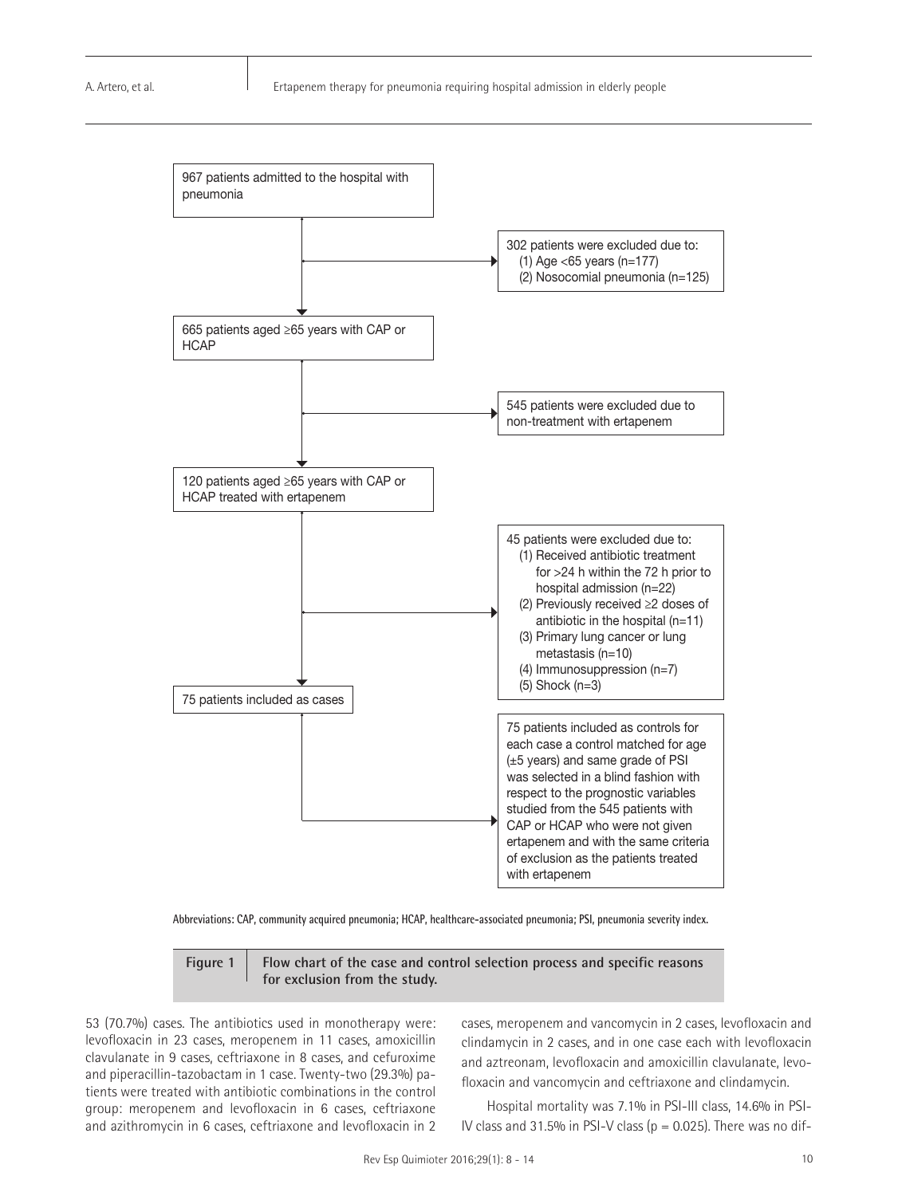967 patients admitted to the hospital with pneumonia

302 patients were excluded due to:
(1) Age <65 years (n=177)
(2) Nosocomial pneumonia (n=125)

665 patients aged ≥65 years with CAP or HCAP

545 patients were excluded due to non-treatment with ertapenem

120 patients aged ≥65 years with CAP or HCAP treated with ertapenem

45 patients were excluded due to:
(1) Received antibiotic treatment for >24 h within the 72 h prior to hospital admission (n=22)
(2) Previously received ≥2 doses of antibiotic in the hospital (n=11)
(3) Primary lung cancer or lung metastasis (n=10)
(4) Immunosuppression (n=7)
(5) Shock (n=3)

75 patients included as cases

75 patients included as controls for each case a control matched for age (±5 years) and same grade of PSI was selected in a blind fashion with respect to the prognostic variables studied from the 545 patients with CAP or HCAP who were not given ertapenem and with the same criteria of exclusion as the patients treated with ertapenem

Abbreviations: CAP, community acquired pneumonia; HCAP, healthcare-associated pneumonia; PSI, pneumonia severity index.

**Figure 1** **Flow chart of the case and control selection process and specific reasons for exclusion from the study.**

53 (70.7%) cases. The antibiotics used in monotherapy were: levofloxacin in 23 cases, meropenem in 11 cases, amoxicillin clavulanate in 9 cases, ceftriaxone in 8 cases, and cefuroxime and piperacillin-tazobactam in 1 case. Twenty-two (29.3%) patients were treated with antibiotic combinations in the control group: meropenem and levofloxacin in 6 cases, ceftriaxone and azithromycin in 6 cases, ceftriaxone and levofloxacin in 2 cases, meropenem and vancomycin in 2 cases, levofloxacin and clindamycin in 2 cases, and in one case each with levofloxacin and aztreonam, levofloxacin and amoxicillin clavulanate, levofloxacin and vancomycin and ceftriaxone and clindamycin.

Hospital mortality was 7.1% in PSI-III class, 14.6% in PSI-IV class and 31.5% in PSI-V class ($p = 0.025$). There was no dif-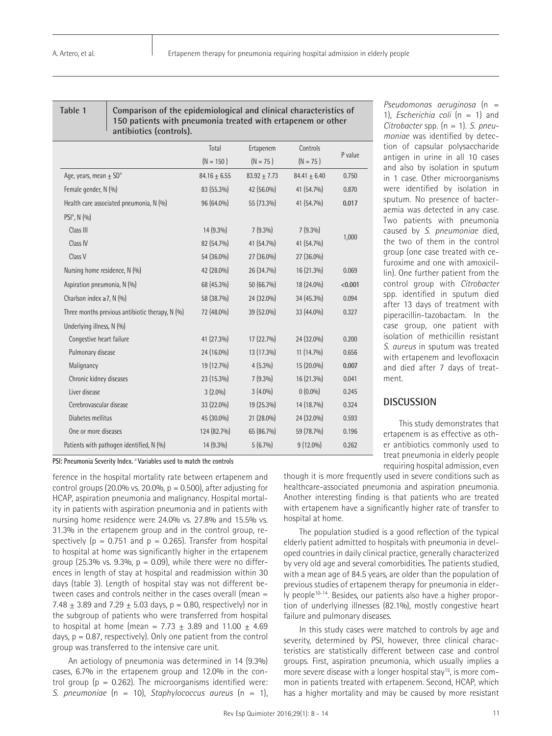**Table 1** **Comparison of the epidemiological and clinical characteristics of 150 patients with pneumonia treated with ertapenem or other antibiotics (controls).**

| | Total (N = 150) | Ertapenem (N = 75) | Controls (N = 75) | P value |
|---|---|---|---|---|
| Age, years, mean ± SD[a] | 84.16 ± 6.55 | 83.92 ± 7.73 | 84.41 ± 6.40 | 0.750 |
| Female gender, N (%) | 83 (55.3%) | 42 (56.0%) | 41 (54.7%) | 0.870 |
| Health care associated pneumonia, N (%) | 96 (64.0%) | 55 (73.3%) | 41 (54.7%) | **0.017** |
| PSI[a], N (%) | | | | |
| Class III | 14 (9.3%) | 7 (9.3%) | 7 (9.3%) | 1,000 |
| Class IV | 82 (54.7%) | 41 (54.7%) | 41 (54.7%) | |
| Class V | 54 (36.0%) | 27 (36.0%) | 27 (36.0%) | |
| Nursing home residence, N (%) | 42 (28.0%) | 26 (34.7%) | 16 (21.3%) | 0.069 |
| Aspiration pneumonia, N (%) | 68 (45.3%) | 50 (66.7%) | 18 (24.0%) | **<0.001** |
| Charlson index ≥7, N (%) | 58 (38.7%) | 24 (32.0%) | 34 (45.3%) | 0.094 |
| Three months previous antibiotic therapy, N (%) | 72 (48.0%) | 39 (52.0%) | 33 (44.0%) | 0.327 |
| Underlying illness, N (%) | | | | |
| Congestive heart failure | 41 (27.3%) | 17 (22.7%) | 24 (32.0%) | 0.200 |
| Pulmonary disease | 24 (16.0%) | 13 (17.3%) | 11 (14.7%) | 0.656 |
| Malignancy | 19 (12.7%) | 4 (5.3%) | 15 (20.0%) | **0.007** |
| Chronic kidney diseases | 23 (15.3%) | 7 (9.3%) | 16 (21.3%) | 0.041 |
| Liver disease | 3 (2.0%) | 3 (4.0%) | 0 (0.0%) | 0.245 |
| Cerebrovascular disease | 33 (22.0%) | 19 (25.3%) | 14 (18.7%) | 0.324 |
| Diabetes mellitus | 45 (30.0%) | 21 (28.0%) | 24 (32.0%) | 0.593 |
| One or more diseases | 124 (82.7%) | 65 (86.7%) | 59 (78.7%) | 0.196 |
| Patients with pathogen identified, N (%) | 14 (9.3%) | 5 (6.7%) | 9 (12.0%) | 0.262 |

**PSI: Pneumonia Severity Index. [a] Variables used to match the controls**

ference in the hospital mortality rate between ertapenem and control groups (20.0% vs. 20.0%, p = 0.500), after adjusting for HCAP, aspiration pneumonia and malignancy. Hospital mortality in patients with aspiration pneumonia and in patients with nursing home residence were 24.0% vs. 27.8% and 15.5% vs. 31.3% in the ertapenem group and in the control group, respectively (p = 0.751 and p = 0.265). Transfer from hospital to hospital at home was significantly higher in the ertapenem group (25.3% vs. 9.3%, p = 0.09), while there were no differences in length of stay at hospital and readmission within 30 days (table 3). Length of hospital stay was not different between cases and controls neither in the cases overall (mean = 7.48 ± 3.89 and 7.29 ± 5.03 days, p = 0.80, respectively) nor in the subgroup of patients who were transferred from hospital to hospital at home (mean = 7.73 ± 3.89 and 11.00 ± 4.69 days, p = 0.87, respectively). Only one patient from the control group was transferred to the intensive care unit.

An aetiology of pneumonia was determined in 14 (9.3%) cases, 6.7% in the ertapenem group and 12.0% in the control group (p = 0.262). The microorganisms identified were: *S. pneumoniae* (n = 10), *Staphylococcus aureus* (n = 1), *Pseudomonas aeruginosa* (n = 1), *Escherichia coli* (n = 1) and *Citrobacter* spp. (n = 1). *S. pneumoniae* was identified by detection of capsular polysaccharide antigen in urine in all 10 cases and also by isolation in sputum in 1 case. Other microorganisms were identified by isolation in sputum. No presence of bacteraemia was detected in any case. Two patients with pneumonia caused by *S. pneumoniae* died, the two of them in the control group (one case treated with cefuroxime and one with amoxicillin). One further patient from the control group with *Citrobacter* spp. identified in sputum died after 13 days of treatment with piperacillin-tazobactam. In the case group, one patient with isolation of methicillin resistant *S. aureus* in sputum was treated with ertapenem and levofloxacin and died after 7 days of treatment.

## DISCUSSION

This study demonstrates that ertapenem is as effective as other antibiotics commonly used to treat pneumonia in elderly people requiring hospital admission, even though it is more frequently used in severe conditions such as healthcare-associated pneumonia and aspiration pneumonia. Another interesting finding is that patients who are treated with ertapenem have a significantly higher rate of transfer to hospital at home.

The population studied is a good reflection of the typical elderly patient admitted to hospitals with pneumonia in developed countries in daily clinical practice, generally characterized by very old age and several comorbidities. The patients studied, with a mean age of 84.5 years, are older than the population of previous studies of ertapenem therapy for pneumonia in elderly people[10-14]. Besides, our patients also have a higher proportion of underlying illnesses (82.1%), mostly congestive heart failure and pulmonary diseases.

In this study cases were matched to controls by age and severity, determined by PSI, however, three clinical characteristics are statistically different between case and control groups. First, aspiration pneumonia, which usually implies a more severe disease with a longer hospital stay[15], is more common in patients treated with ertapenem. Second, HCAP, which has a higher mortality and may be caused by more resistant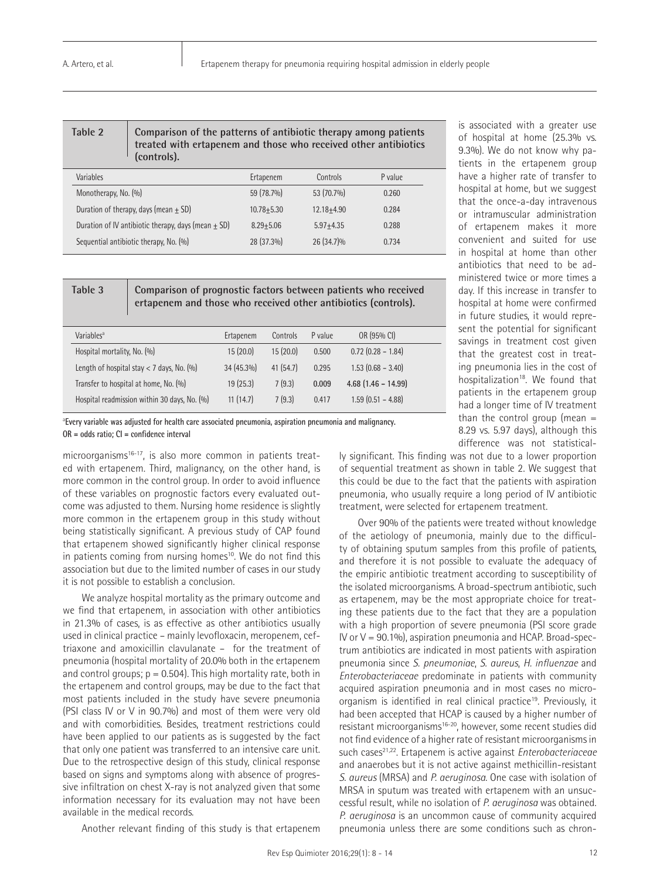**Table 2** Comparison of the patterns of antibiotic therapy among patients treated with ertapenem and those who received other antibiotics (controls).

| Variables | Ertapenem | Controls | P value |
|---|---|---|---|
| Monotherapy, No. (%) | 59 (78.7%) | 53 (70.7%) | 0.260 |
| Duration of therapy, days (mean ± SD) | 10.78±5.30 | 12.18±4.90 | 0.284 |
| Duration of IV antibiotic therapy, days (mean ± SD) | 8.29±5.06 | 5.97±4.35 | 0.288 |
| Sequential antibiotic therapy, No. (%) | 28 (37.3%) | 26 (34.7)% | 0.734 |

**Table 3** Comparison of prognostic factors between patients who received ertapenem and those who received other antibiotics (controls).

| Variables[a] | Ertapenem | Controls | P value | OR (95% CI) |
|---|---|---|---|---|
| Hospital mortality, No. (%) | 15 (20.0) | 15 (20.0) | 0.500 | 0.72 (0.28 – 1.84) |
| Length of hospital stay < 7 days, No. (%) | 34 (45.3%) | 41 (54.7) | 0.295 | 1.53 (0.68 – 3.40) |
| Transfer to hospital at home, No. (%) | 19 (25.3) | 7 (9.3) | 0.009 | 4.68 (1.46 – 14.99) |
| Hospital readmission within 30 days, No. (%) | 11 (14.7) | 7 (9.3) | 0.417 | 1.59 (0.51 – 4.88) |

[a]Every variable was adjusted for health care associated pneumonia, aspiration pneumonia and malignancy.
OR = odds ratio; CI = confidence interval

microorganisms[16-17], is also more common in patients treated with ertapenem. Third, malignancy, on the other hand, is more common in the control group. In order to avoid influence of these variables on prognostic factors every evaluated outcome was adjusted to them. Nursing home residence is slightly more common in the ertapenem group in this study without being statistically significant. A previous study of CAP found that ertapenem showed significantly higher clinical response in patients coming from nursing homes[10]. We do not find this association but due to the limited number of cases in our study it is not possible to establish a conclusion.

We analyze hospital mortality as the primary outcome and we find that ertapenem, in association with other antibiotics in 21.3% of cases, is as effective as other antibiotics usually used in clinical practice – mainly levofloxacin, meropenem, ceftriaxone and amoxicillin clavulanate – for the treatment of pneumonia (hospital mortality of 20.0% both in the ertapenem and control groups; p = 0.504). This high mortality rate, both in the ertapenem and control groups, may be due to the fact that most patients included in the study have severe pneumonia (PSI class IV or V in 90.7%) and most of them were very old and with comorbidities. Besides, treatment restrictions could have been applied to our patients as is suggested by the fact that only one patient was transferred to an intensive care unit. Due to the retrospective design of this study, clinical response based on signs and symptoms along with absence of progressive infiltration on chest X-ray is not analyzed given that some information necessary for its evaluation may not have been available in the medical records.

Another relevant finding of this study is that ertapenem is associated with a greater use of hospital at home (25.3% vs. 9.3%). We do not know why patients in the ertapenem group have a higher rate of transfer to hospital at home, but we suggest that the once-a-day intravenous or intramuscular administration of ertapenem makes it more convenient and suited for use in hospital at home than other antibiotics that need to be administered twice or more times a day. If this increase in transfer to hospital at home were confirmed in future studies, it would represent the potential for significant savings in treatment cost given that the greatest cost in treating pneumonia lies in the cost of hospitalization[18]. We found that patients in the ertapenem group had a longer time of IV treatment than the control group (mean = 8.29 vs. 5.97 days), although this difference was not statistically significant. This finding was not due to a lower proportion of sequential treatment as shown in table 2. We suggest that this could be due to the fact that the patients with aspiration pneumonia, who usually require a long period of IV antibiotic treatment, were selected for ertapenem treatment.

Over 90% of the patients were treated without knowledge of the aetiology of pneumonia, mainly due to the difficulty of obtaining sputum samples from this profile of patients, and therefore it is not possible to evaluate the adequacy of the empiric antibiotic treatment according to susceptibility of the isolated microorganisms. A broad-spectrum antibiotic, such as ertapenem, may be the most appropriate choice for treating these patients due to the fact that they are a population with a high proportion of severe pneumonia (PSI score grade IV or V = 90.1%), aspiration pneumonia and HCAP. Broad-spectrum antibiotics are indicated in most patients with aspiration pneumonia since *S. pneumoniae*, *S. aureus*, *H. influenzae* and *Enterobacteriaceae* predominate in patients with community acquired aspiration pneumonia and in most cases no microorganism is identified in real clinical practice[19]. Previously, it had been accepted that HCAP is caused by a higher number of resistant microorganisms[16-20], however, some recent studies did not find evidence of a higher rate of resistant microorganisms in such cases[21,22]. Ertapenem is active against *Enterobacteriaceae* and anaerobes but it is not active against methicillin-resistant *S. aureus* (MRSA) and *P. aeruginosa*. One case with isolation of MRSA in sputum was treated with ertapenem with an unsuccessful result, while no isolation of *P. aeruginosa* was obtained. *P. aeruginosa* is an uncommon cause of community acquired pneumonia unless there are some conditions such as chron-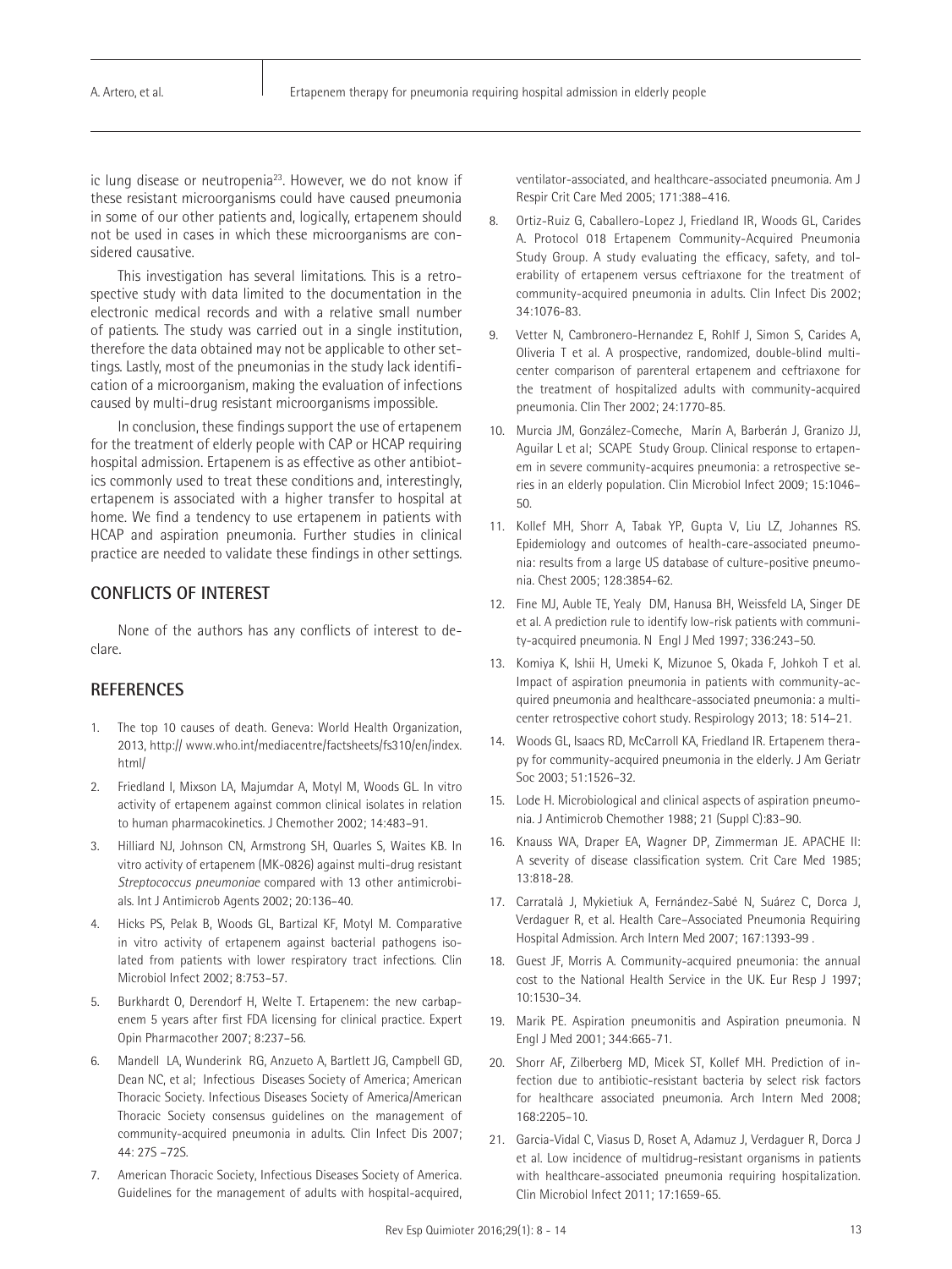ic lung disease or neutropenia[23]. However, we do not know if these resistant microorganisms could have caused pneumonia in some of our other patients and, logically, ertapenem should not be used in cases in which these microorganisms are considered causative.

This investigation has several limitations. This is a retrospective study with data limited to the documentation in the electronic medical records and with a relative small number of patients. The study was carried out in a single institution, therefore the data obtained may not be applicable to other settings. Lastly, most of the pneumonias in the study lack identification of a microorganism, making the evaluation of infections caused by multi-drug resistant microorganisms impossible.

In conclusion, these findings support the use of ertapenem for the treatment of elderly people with CAP or HCAP requiring hospital admission. Ertapenem is as effective as other antibiotics commonly used to treat these conditions and, interestingly, ertapenem is associated with a higher transfer to hospital at home. We find a tendency to use ertapenem in patients with HCAP and aspiration pneumonia. Further studies in clinical practice are needed to validate these findings in other settings.

## CONFLICTS OF INTEREST

None of the authors has any conflicts of interest to declare.

## REFERENCES

1. The top 10 causes of death. Geneva: World Health Organization, 2013, http:// www.who.int/mediacentre/factsheets/fs310/en/index.html/
2. Friedland I, Mixson LA, Majumdar A, Motyl M, Woods GL. In vitro activity of ertapenem against common clinical isolates in relation to human pharmacokinetics. J Chemother 2002; 14:483–91.
3. Hilliard NJ, Johnson CN, Armstrong SH, Quarles S, Waites KB. In vitro activity of ertapenem (MK-0826) against multi-drug resistant *Streptococcus pneumoniae* compared with 13 other antimicrobials. Int J Antimicrob Agents 2002; 20:136–40.
4. Hicks PS, Pelak B, Woods GL, Bartizal KF, Motyl M. Comparative in vitro activity of ertapenem against bacterial pathogens isolated from patients with lower respiratory tract infections. Clin Microbiol Infect 2002; 8:753–57.
5. Burkhardt O, Derendorf H, Welte T. Ertapenem: the new carbapenem 5 years after first FDA licensing for clinical practice. Expert Opin Pharmacother 2007; 8:237–56.
6. Mandell LA, Wunderink RG, Anzueto A, Bartlett JG, Campbell GD, Dean NC, et al; Infectious Diseases Society of America; American Thoracic Society. Infectious Diseases Society of America/American Thoracic Society consensus guidelines on the management of community-acquired pneumonia in adults. Clin Infect Dis 2007; 44: 27S –72S.
7. American Thoracic Society, Infectious Diseases Society of America. Guidelines for the management of adults with hospital-acquired, ventilator-associated, and healthcare-associated pneumonia. Am J Respir Crit Care Med 2005; 171:388–416.
8. Ortiz-Ruiz G, Caballero-Lopez J, Friedland IR, Woods GL, Carides A. Protocol 018 Ertapenem Community-Acquired Pneumonia Study Group. A study evaluating the efficacy, safety, and tolerability of ertapenem versus ceftriaxone for the treatment of community-acquired pneumonia in adults. Clin Infect Dis 2002; 34:1076-83.
9. Vetter N, Cambronero-Hernandez E, Rohlf J, Simon S, Carides A, Oliveria T et al. A prospective, randomized, double-blind multicenter comparison of parenteral ertapenem and ceftriaxone for the treatment of hospitalized adults with community-acquired pneumonia. Clin Ther 2002; 24:1770-85.
10. Murcia JM, González-Comeche, Marín A, Barberán J, Granizo JJ, Aguilar L et al; SCAPE Study Group. Clinical response to ertapenem in severe community-acquires pneumonia: a retrospective series in an elderly population. Clin Microbiol Infect 2009; 15:1046–50.
11. Kollef MH, Shorr A, Tabak YP, Gupta V, Liu LZ, Johannes RS. Epidemiology and outcomes of health-care-associated pneumonia: results from a large US database of culture-positive pneumonia. Chest 2005; 128:3854-62.
12. Fine MJ, Auble TE, Yealy DM, Hanusa BH, Weissfeld LA, Singer DE et al. A prediction rule to identify low-risk patients with community-acquired pneumonia. N Engl J Med 1997; 336:243–50.
13. Komiya K, Ishii H, Umeki K, Mizunoe S, Okada F, Johkoh T et al. Impact of aspiration pneumonia in patients with community-acquired pneumonia and healthcare-associated pneumonia: a multicenter retrospective cohort study. Respirology 2013; 18: 514–21.
14. Woods GL, Isaacs RD, McCarroll KA, Friedland IR. Ertapenem therapy for community-acquired pneumonia in the elderly. J Am Geriatr Soc 2003; 51:1526–32.
15. Lode H. Microbiological and clinical aspects of aspiration pneumonia. J Antimicrob Chemother 1988; 21 (Suppl C):83–90.
16. Knauss WA, Draper EA, Wagner DP, Zimmerman JE. APACHE II: A severity of disease classification system. Crit Care Med 1985; 13:818-28.
17. Carratalà J, Mykietiuk A, Fernández-Sabé N, Suárez C, Dorca J, Verdaguer R, et al. Health Care–Associated Pneumonia Requiring Hospital Admission. Arch Intern Med 2007; 167:1393-99 .
18. Guest JF, Morris A. Community-acquired pneumonia: the annual cost to the National Health Service in the UK. Eur Resp J 1997; 10:1530–34.
19. Marik PE. Aspiration pneumonitis and Aspiration pneumonia. N Engl J Med 2001; 344:665-71.
20. Shorr AF, Zilberberg MD, Micek ST, Kollef MH. Prediction of infection due to antibiotic-resistant bacteria by select risk factors for healthcare associated pneumonia. Arch Intern Med 2008; 168:2205–10.
21. Garcia-Vidal C, Viasus D, Roset A, Adamuz J, Verdaguer R, Dorca J et al. Low incidence of multidrug-resistant organisms in patients with healthcare-associated pneumonia requiring hospitalization. Clin Microbiol Infect 2011; 17:1659-65.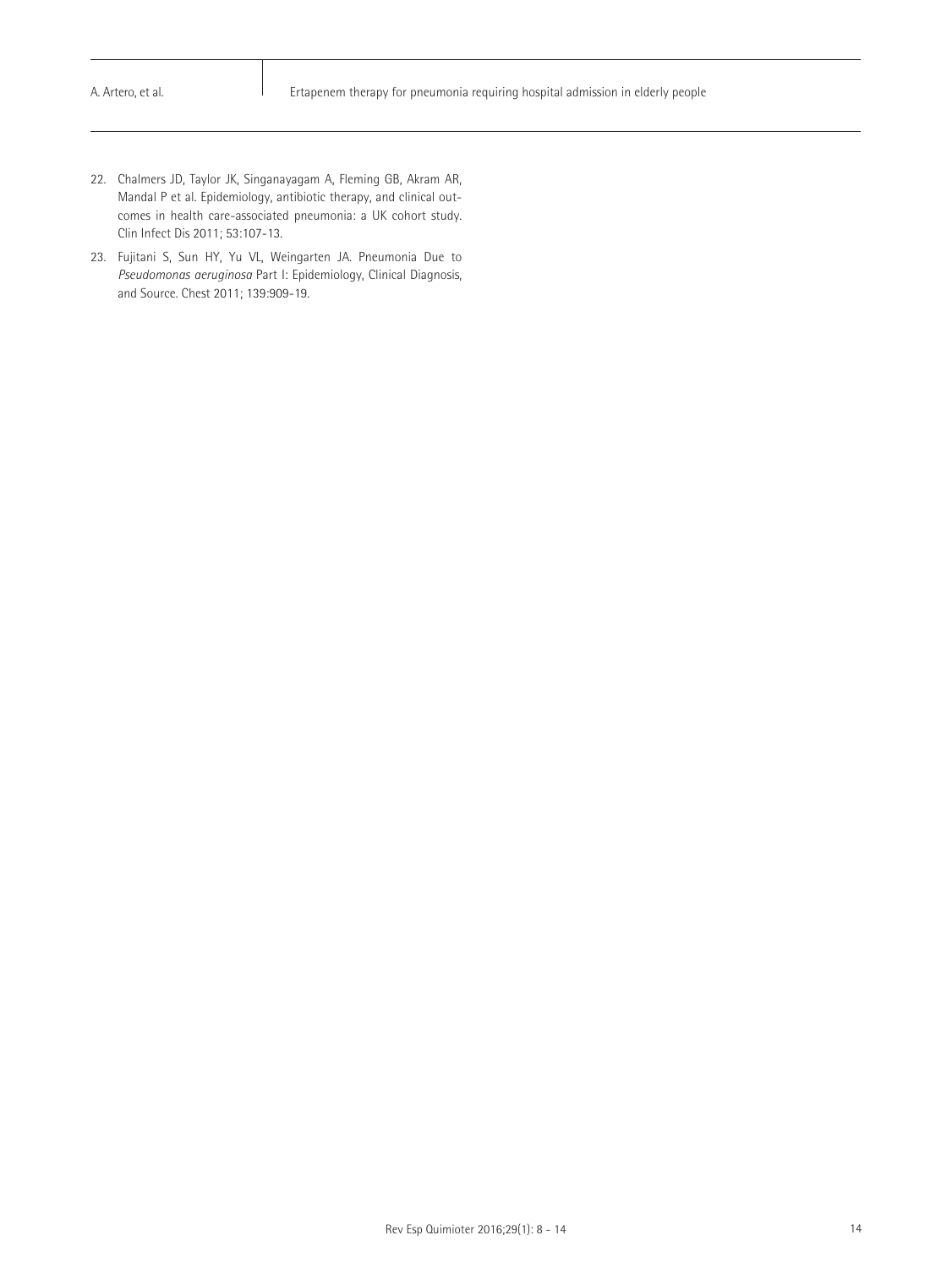22. Chalmers JD, Taylor JK, Singanayagam A, Fleming GB, Akram AR, Mandal P et al. Epidemiology, antibiotic therapy, and clinical outcomes in health care-associated pneumonia: a UK cohort study. Clin Infect Dis 2011; 53:107-13.

23. Fujitani S, Sun HY, Yu VL, Weingarten JA. Pneumonia Due to *Pseudomonas aeruginosa* Part I: Epidemiology, Clinical Diagnosis, and Source. Chest 2011; 139:909-19.